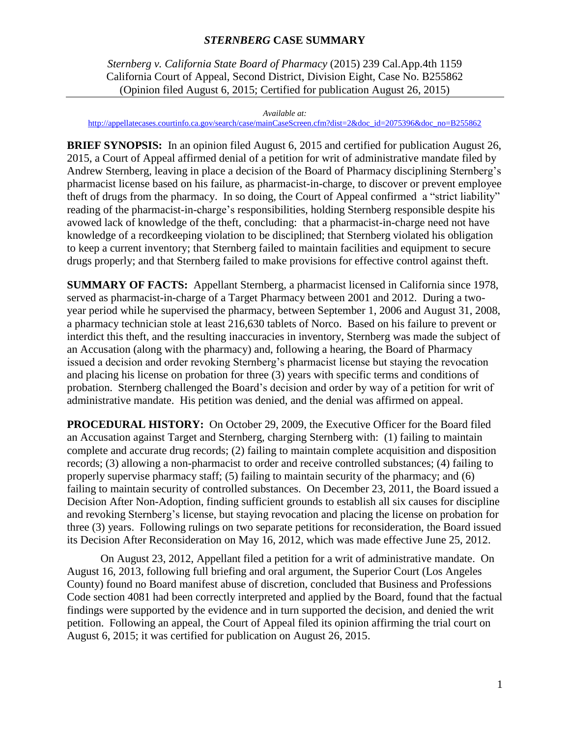# *STERNBERG* CASE SUMMARY

*Sternberg v. California State Board of Pharmacy* (2015) 239 Cal.App.4th 1159
California Court of Appeal, Second District, Division Eight, Case No. B255862
(Opinion filed August 6, 2015; Certified for publication August 26, 2015)

*Available at:*
http://appellatecases.courtinfo.ca.gov/search/case/mainCaseScreen.cfm?dist=2&doc_id=2075396&doc_no=B255862

**BRIEF SYNOPSIS:** In an opinion filed August 6, 2015 and certified for publication August 26, 2015, a Court of Appeal affirmed denial of a petition for writ of administrative mandate filed by Andrew Sternberg, leaving in place a decision of the Board of Pharmacy disciplining Sternberg's pharmacist license based on his failure, as pharmacist-in-charge, to discover or prevent employee theft of drugs from the pharmacy. In so doing, the Court of Appeal confirmed a "strict liability" reading of the pharmacist-in-charge's responsibilities, holding Sternberg responsible despite his avowed lack of knowledge of the theft, concluding: that a pharmacist-in-charge need not have knowledge of a recordkeeping violation to be disciplined; that Sternberg violated his obligation to keep a current inventory; that Sternberg failed to maintain facilities and equipment to secure drugs properly; and that Sternberg failed to make provisions for effective control against theft.

**SUMMARY OF FACTS:** Appellant Sternberg, a pharmacist licensed in California since 1978, served as pharmacist-in-charge of a Target Pharmacy between 2001 and 2012. During a two-year period while he supervised the pharmacy, between September 1, 2006 and August 31, 2008, a pharmacy technician stole at least 216,630 tablets of Norco. Based on his failure to prevent or interdict this theft, and the resulting inaccuracies in inventory, Sternberg was made the subject of an Accusation (along with the pharmacy) and, following a hearing, the Board of Pharmacy issued a decision and order revoking Sternberg's pharmacist license but staying the revocation and placing his license on probation for three (3) years with specific terms and conditions of probation. Sternberg challenged the Board's decision and order by way of a petition for writ of administrative mandate. His petition was denied, and the denial was affirmed on appeal.

**PROCEDURAL HISTORY:** On October 29, 2009, the Executive Officer for the Board filed an Accusation against Target and Sternberg, charging Sternberg with: (1) failing to maintain complete and accurate drug records; (2) failing to maintain complete acquisition and disposition records; (3) allowing a non-pharmacist to order and receive controlled substances; (4) failing to properly supervise pharmacy staff; (5) failing to maintain security of the pharmacy; and (6) failing to maintain security of controlled substances. On December 23, 2011, the Board issued a Decision After Non-Adoption, finding sufficient grounds to establish all six causes for discipline and revoking Sternberg's license, but staying revocation and placing the license on probation for three (3) years. Following rulings on two separate petitions for reconsideration, the Board issued its Decision After Reconsideration on May 16, 2012, which was made effective June 25, 2012.

On August 23, 2012, Appellant filed a petition for a writ of administrative mandate. On August 16, 2013, following full briefing and oral argument, the Superior Court (Los Angeles County) found no Board manifest abuse of discretion, concluded that Business and Professions Code section 4081 had been correctly interpreted and applied by the Board, found that the factual findings were supported by the evidence and in turn supported the decision, and denied the writ petition. Following an appeal, the Court of Appeal filed its opinion affirming the trial court on August 6, 2015; it was certified for publication on August 26, 2015.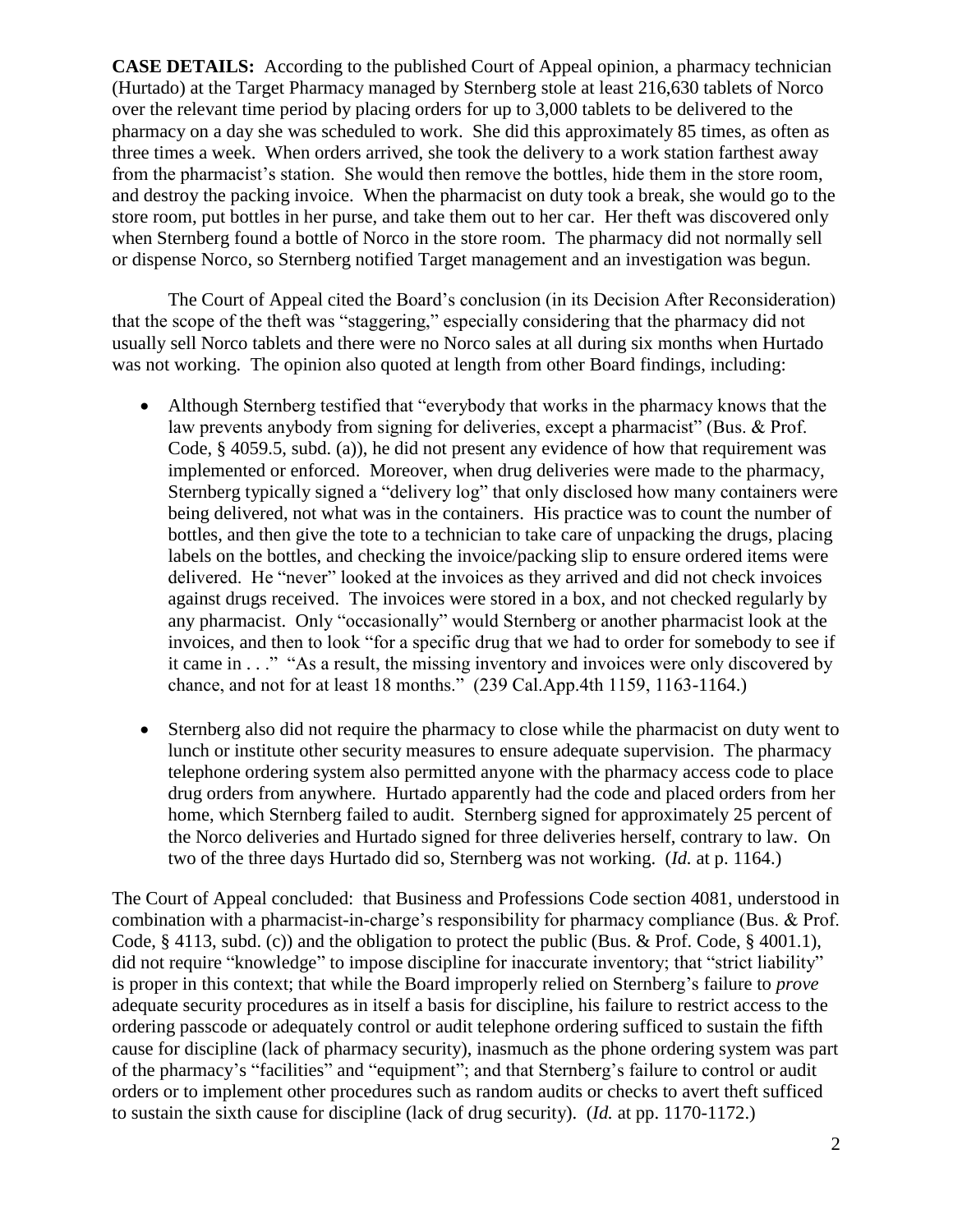**CASE DETAILS:** According to the published Court of Appeal opinion, a pharmacy technician (Hurtado) at the Target Pharmacy managed by Sternberg stole at least 216,630 tablets of Norco over the relevant time period by placing orders for up to 3,000 tablets to be delivered to the pharmacy on a day she was scheduled to work. She did this approximately 85 times, as often as three times a week. When orders arrived, she took the delivery to a work station farthest away from the pharmacist's station. She would then remove the bottles, hide them in the store room, and destroy the packing invoice. When the pharmacist on duty took a break, she would go to the store room, put bottles in her purse, and take them out to her car. Her theft was discovered only when Sternberg found a bottle of Norco in the store room. The pharmacy did not normally sell or dispense Norco, so Sternberg notified Target management and an investigation was begun.

The Court of Appeal cited the Board's conclusion (in its Decision After Reconsideration) that the scope of the theft was "staggering," especially considering that the pharmacy did not usually sell Norco tablets and there were no Norco sales at all during six months when Hurtado was not working. The opinion also quoted at length from other Board findings, including:

- Although Sternberg testified that "everybody that works in the pharmacy knows that the law prevents anybody from signing for deliveries, except a pharmacist" (Bus. & Prof. Code, § 4059.5, subd. (a)), he did not present any evidence of how that requirement was implemented or enforced. Moreover, when drug deliveries were made to the pharmacy, Sternberg typically signed a "delivery log" that only disclosed how many containers were being delivered, not what was in the containers. His practice was to count the number of bottles, and then give the tote to a technician to take care of unpacking the drugs, placing labels on the bottles, and checking the invoice/packing slip to ensure ordered items were delivered. He "never" looked at the invoices as they arrived and did not check invoices against drugs received. The invoices were stored in a box, and not checked regularly by any pharmacist. Only "occasionally" would Sternberg or another pharmacist look at the invoices, and then to look "for a specific drug that we had to order for somebody to see if it came in . . ." "As a result, the missing inventory and invoices were only discovered by chance, and not for at least 18 months." (239 Cal.App.4th 1159, 1163-1164.)

- Sternberg also did not require the pharmacy to close while the pharmacist on duty went to lunch or institute other security measures to ensure adequate supervision. The pharmacy telephone ordering system also permitted anyone with the pharmacy access code to place drug orders from anywhere. Hurtado apparently had the code and placed orders from her home, which Sternberg failed to audit. Sternberg signed for approximately 25 percent of the Norco deliveries and Hurtado signed for three deliveries herself, contrary to law. On two of the three days Hurtado did so, Sternberg was not working. (*Id.* at p. 1164.)

The Court of Appeal concluded: that Business and Professions Code section 4081, understood in combination with a pharmacist-in-charge's responsibility for pharmacy compliance (Bus. & Prof. Code, § 4113, subd. (c)) and the obligation to protect the public (Bus. & Prof. Code, § 4001.1), did not require "knowledge" to impose discipline for inaccurate inventory; that "strict liability" is proper in this context; that while the Board improperly relied on Sternberg's failure to *prove* adequate security procedures as in itself a basis for discipline, his failure to restrict access to the ordering passcode or adequately control or audit telephone ordering sufficed to sustain the fifth cause for discipline (lack of pharmacy security), inasmuch as the phone ordering system was part of the pharmacy's "facilities" and "equipment"; and that Sternberg's failure to control or audit orders or to implement other procedures such as random audits or checks to avert theft sufficed to sustain the sixth cause for discipline (lack of drug security). (*Id.* at pp. 1170-1172.)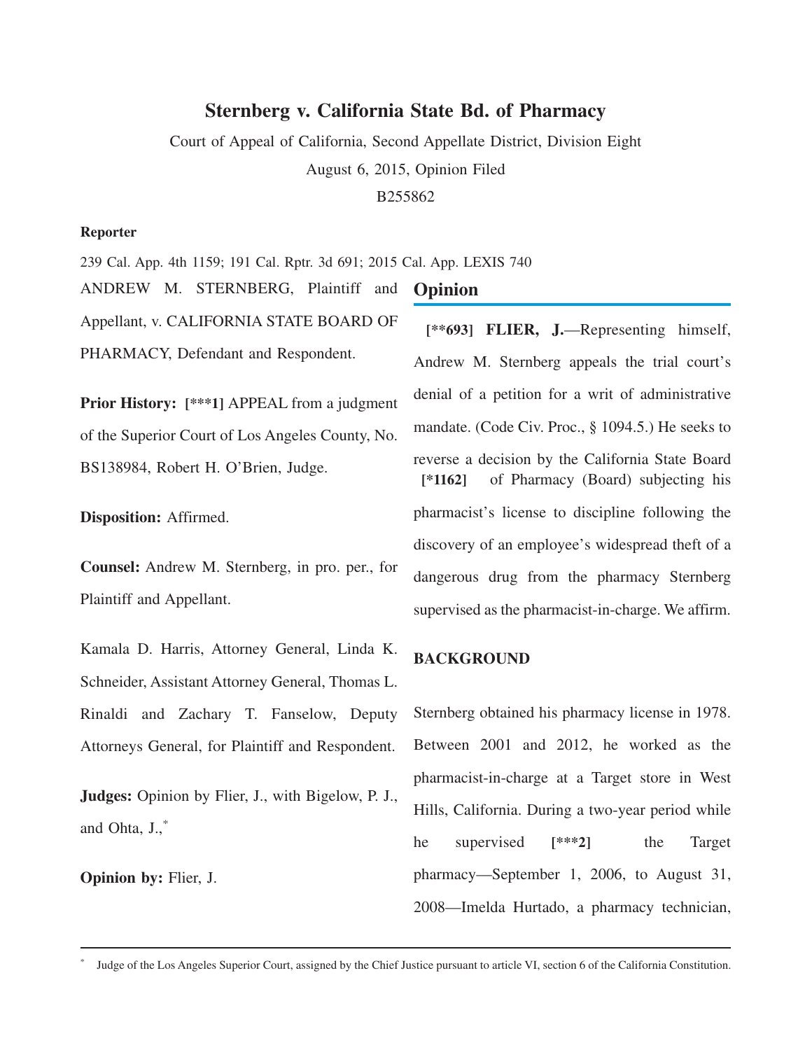# Sternberg v. California State Bd. of Pharmacy

Court of Appeal of California, Second Appellate District, Division Eight

August 6, 2015, Opinion Filed

B255862

**Reporter**

239 Cal. App. 4th 1159; 191 Cal. Rptr. 3d 691; 2015 Cal. App. LEXIS 740

ANDREW M. STERNBERG, Plaintiff and Appellant, v. CALIFORNIA STATE BOARD OF PHARMACY, Defendant and Respondent.

**Prior History:** **[\*\*\*1]** APPEAL from a judgment of the Superior Court of Los Angeles County, No. BS138984, Robert H. O'Brien, Judge.

**Disposition:** Affirmed.

**Counsel:** Andrew M. Sternberg, in pro. per., for Plaintiff and Appellant.

Kamala D. Harris, Attorney General, Linda K. Schneider, Assistant Attorney General, Thomas L. Rinaldi and Zachary T. Fanselow, Deputy Attorneys General, for Plaintiff and Respondent.

**Judges:** Opinion by Flier, J., with Bigelow, P. J., and Ohta, J.,*

**Opinion by:** Flier, J.

## Opinion

**[\*\*693] FLIER, J.**—Representing himself, Andrew M. Sternberg appeals the trial court's denial of a petition for a writ of administrative mandate. (Code Civ. Proc., § 1094.5.) He seeks to reverse a decision by the California State Board **[\*1162]** of Pharmacy (Board) subjecting his pharmacist's license to discipline following the discovery of an employee's widespread theft of a dangerous drug from the pharmacy Sternberg supervised as the pharmacist-in-charge. We affirm.

**BACKGROUND**

Sternberg obtained his pharmacy license in 1978. Between 2001 and 2012, he worked as the pharmacist-in-charge at a Target store in West Hills, California. During a two-year period while he supervised **[\*\*\*2]** the Target pharmacy—September 1, 2006, to August 31, 2008—Imelda Hurtado, a pharmacy technician,

---

\* Judge of the Los Angeles Superior Court, assigned by the Chief Justice pursuant to article VI, section 6 of the California Constitution.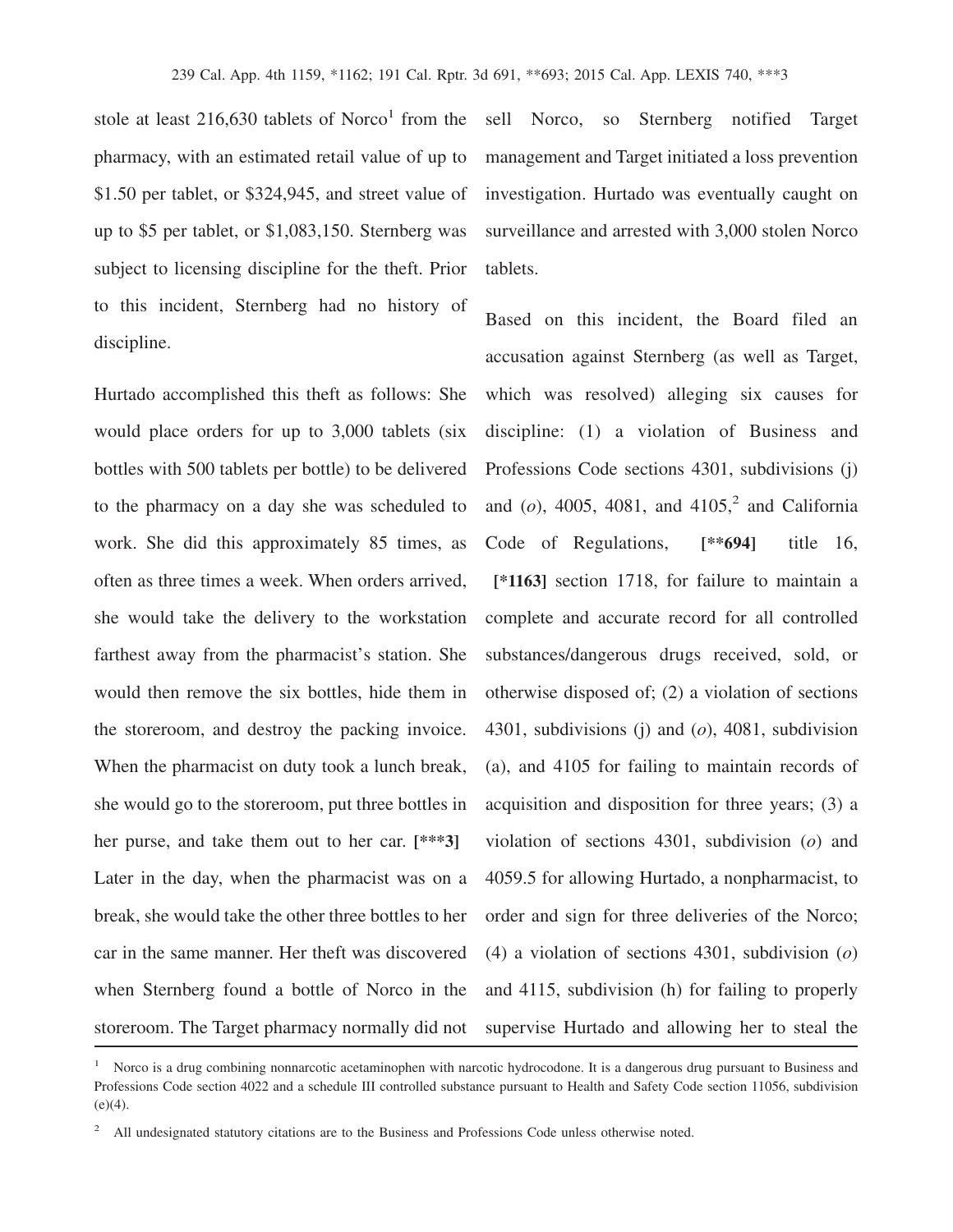stole at least 216,630 tablets of Norco[1] from the pharmacy, with an estimated retail value of up to $1.50 per tablet, or $324,945, and street value of up to $5 per tablet, or $1,083,150. Sternberg was subject to licensing discipline for the theft. Prior to this incident, Sternberg had no history of discipline.

Hurtado accomplished this theft as follows: She would place orders for up to 3,000 tablets (six bottles with 500 tablets per bottle) to be delivered to the pharmacy on a day she was scheduled to work. She did this approximately 85 times, as often as three times a week. When orders arrived, she would take the delivery to the workstation farthest away from the pharmacist's station. She would then remove the six bottles, hide them in the storeroom, and destroy the packing invoice. When the pharmacist on duty took a lunch break, she would go to the storeroom, put three bottles in her purse, and take them out to her car. **[***3]** Later in the day, when the pharmacist was on a break, she would take the other three bottles to her car in the same manner. Her theft was discovered when Sternberg found a bottle of Norco in the storeroom. The Target pharmacy normally did not sell Norco, so Sternberg notified Target management and Target initiated a loss prevention investigation. Hurtado was eventually caught on surveillance and arrested with 3,000 stolen Norco tablets.

Based on this incident, the Board filed an accusation against Sternberg (as well as Target, which was resolved) alleging six causes for discipline: (1) a violation of Business and Professions Code sections 4301, subdivisions (j) and (*o*), 4005, 4081, and 4105,[2] and California Code of Regulations, **[**694]** title 16, **[*1163]** section 1718, for failure to maintain a complete and accurate record for all controlled substances/dangerous drugs received, sold, or otherwise disposed of; (2) a violation of sections 4301, subdivisions (j) and (*o*), 4081, subdivision (a), and 4105 for failing to maintain records of acquisition and disposition for three years; (3) a violation of sections 4301, subdivision (*o*) and 4059.5 for allowing Hurtado, a nonpharmacist, to order and sign for three deliveries of the Norco; (4) a violation of sections 4301, subdivision (*o*) and 4115, subdivision (h) for failing to properly supervise Hurtado and allowing her to steal the

---

[1] Norco is a drug combining nonnarcotic acetaminophen with narcotic hydrocodone. It is a dangerous drug pursuant to Business and Professions Code section 4022 and a schedule III controlled substance pursuant to Health and Safety Code section 11056, subdivision (e)(4).

[2] All undesignated statutory citations are to the Business and Professions Code unless otherwise noted.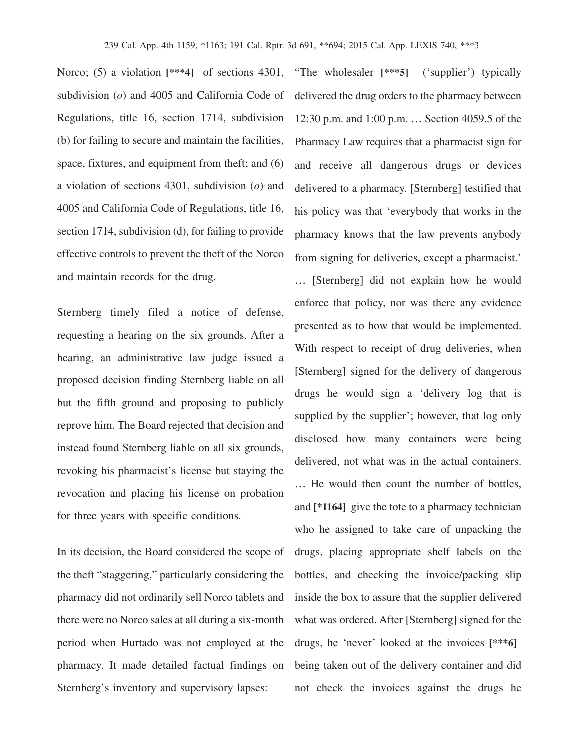Norco; (5) a violation [***4] of sections 4301, subdivision (*o*) and 4005 and California Code of Regulations, title 16, section 1714, subdivision (b) for failing to secure and maintain the facilities, space, fixtures, and equipment from theft; and (6) a violation of sections 4301, subdivision (*o*) and 4005 and California Code of Regulations, title 16, section 1714, subdivision (d), for failing to provide effective controls to prevent the theft of the Norco and maintain records for the drug.

Sternberg timely filed a notice of defense, requesting a hearing on the six grounds. After a hearing, an administrative law judge issued a proposed decision finding Sternberg liable on all but the fifth ground and proposing to publicly reprove him. The Board rejected that decision and instead found Sternberg liable on all six grounds, revoking his pharmacist's license but staying the revocation and placing his license on probation for three years with specific conditions.

In its decision, the Board considered the scope of the theft "staggering," particularly considering the pharmacy did not ordinarily sell Norco tablets and there were no Norco sales at all during a six-month period when Hurtado was not employed at the pharmacy. It made detailed factual findings on Sternberg's inventory and supervisory lapses:

"The wholesaler [***5] ('supplier') typically delivered the drug orders to the pharmacy between 12:30 p.m. and 1:00 p.m. … Section 4059.5 of the Pharmacy Law requires that a pharmacist sign for and receive all dangerous drugs or devices delivered to a pharmacy. [Sternberg] testified that his policy was that 'everybody that works in the pharmacy knows that the law prevents anybody from signing for deliveries, except a pharmacist.' … [Sternberg] did not explain how he would enforce that policy, nor was there any evidence presented as to how that would be implemented. With respect to receipt of drug deliveries, when [Sternberg] signed for the delivery of dangerous drugs he would sign a 'delivery log that is supplied by the supplier'; however, that log only disclosed how many containers were being delivered, not what was in the actual containers. … He would then count the number of bottles, and [*1164] give the tote to a pharmacy technician who he assigned to take care of unpacking the drugs, placing appropriate shelf labels on the bottles, and checking the invoice/packing slip inside the box to assure that the supplier delivered what was ordered. After [Sternberg] signed for the drugs, he 'never' looked at the invoices [***6] being taken out of the delivery container and did not check the invoices against the drugs he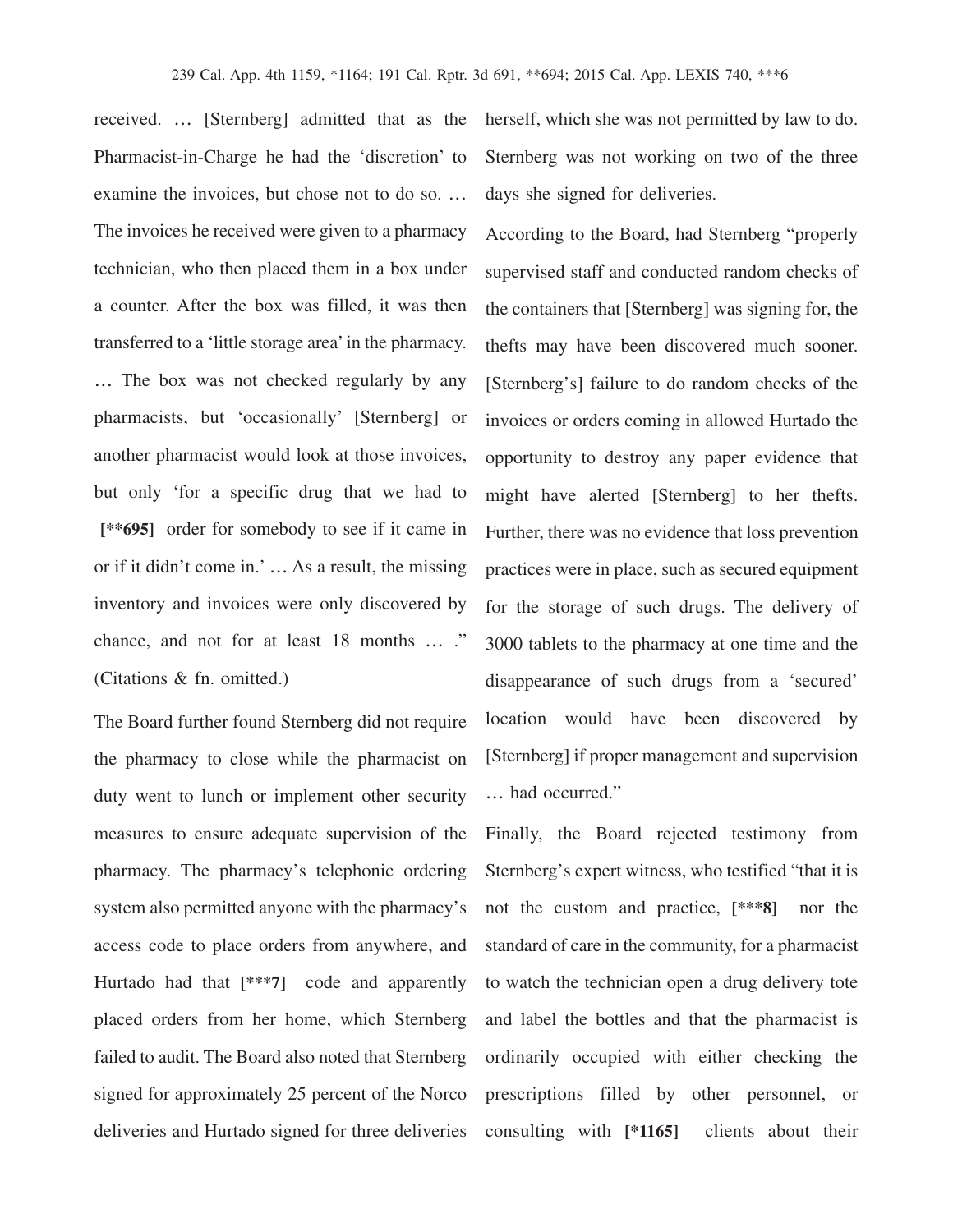received. … [Sternberg] admitted that as the Pharmacist-in-Charge he had the 'discretion' to examine the invoices, but chose not to do so. … The invoices he received were given to a pharmacy technician, who then placed them in a box under a counter. After the box was filled, it was then transferred to a 'little storage area' in the pharmacy. … The box was not checked regularly by any pharmacists, but 'occasionally' [Sternberg] or another pharmacist would look at those invoices, but only 'for a specific drug that we had to **[**695]** order for somebody to see if it came in or if it didn't come in.' … As a result, the missing inventory and invoices were only discovered by chance, and not for at least 18 months … ." (Citations & fn. omitted.)

The Board further found Sternberg did not require the pharmacy to close while the pharmacist on duty went to lunch or implement other security measures to ensure adequate supervision of the pharmacy. The pharmacy's telephonic ordering system also permitted anyone with the pharmacy's access code to place orders from anywhere, and Hurtado had that **[***7]** code and apparently placed orders from her home, which Sternberg failed to audit. The Board also noted that Sternberg signed for approximately 25 percent of the Norco deliveries and Hurtado signed for three deliveries herself, which she was not permitted by law to do. Sternberg was not working on two of the three days she signed for deliveries.

According to the Board, had Sternberg "properly supervised staff and conducted random checks of the containers that [Sternberg] was signing for, the thefts may have been discovered much sooner. [Sternberg's] failure to do random checks of the invoices or orders coming in allowed Hurtado the opportunity to destroy any paper evidence that might have alerted [Sternberg] to her thefts. Further, there was no evidence that loss prevention practices were in place, such as secured equipment for the storage of such drugs. The delivery of 3000 tablets to the pharmacy at one time and the disappearance of such drugs from a 'secured' location would have been discovered by [Sternberg] if proper management and supervision … had occurred."

Finally, the Board rejected testimony from Sternberg's expert witness, who testified "that it is not the custom and practice, **[***8]** nor the standard of care in the community, for a pharmacist to watch the technician open a drug delivery tote and label the bottles and that the pharmacist is ordinarily occupied with either checking the prescriptions filled by other personnel, or consulting with **[*1165]** clients about their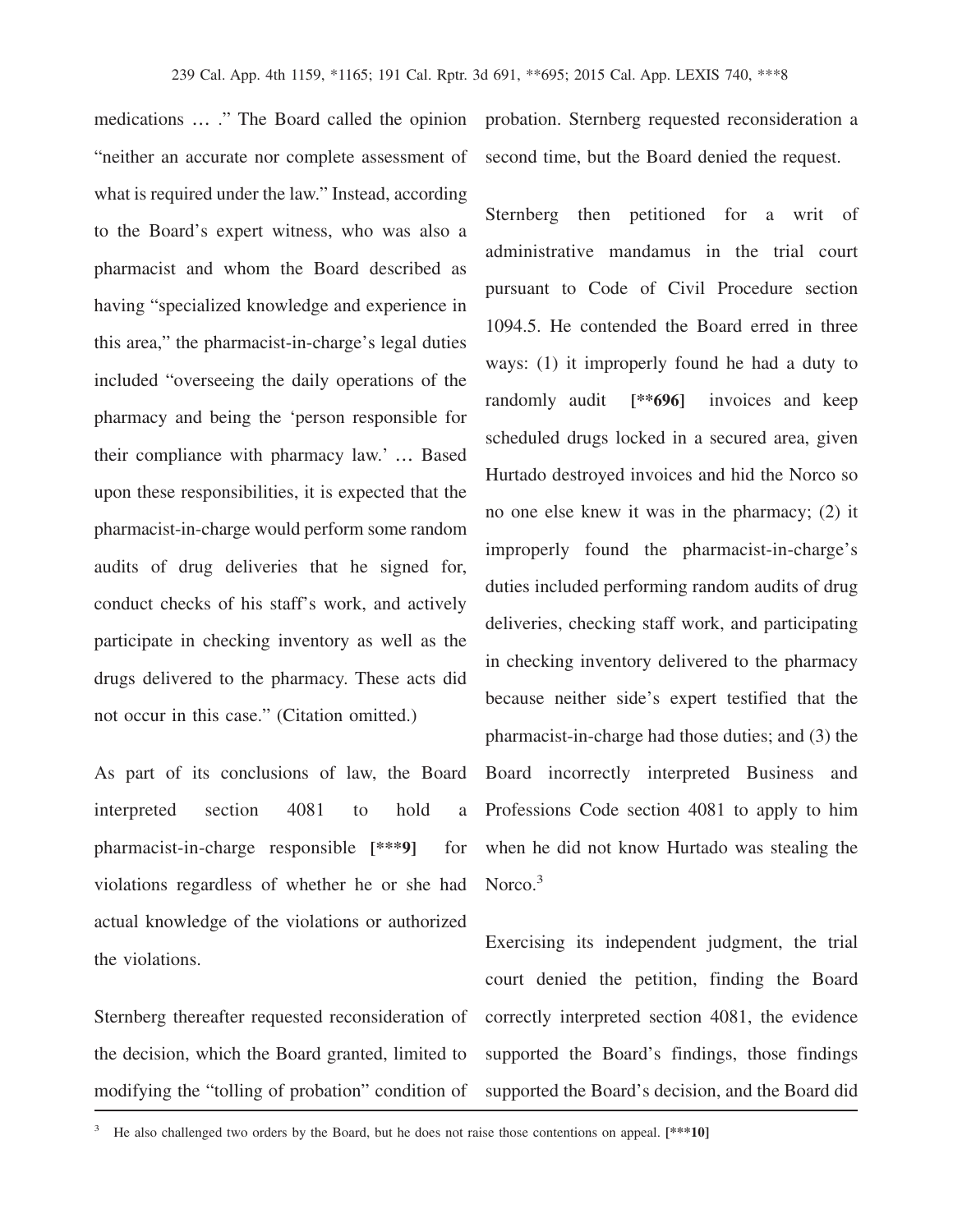medications … ." The Board called the opinion "neither an accurate nor complete assessment of what is required under the law." Instead, according to the Board's expert witness, who was also a pharmacist and whom the Board described as having "specialized knowledge and experience in this area," the pharmacist-in-charge's legal duties included "overseeing the daily operations of the pharmacy and being the 'person responsible for their compliance with pharmacy law.' … Based upon these responsibilities, it is expected that the pharmacist-in-charge would perform some random audits of drug deliveries that he signed for, conduct checks of his staff's work, and actively participate in checking inventory as well as the drugs delivered to the pharmacy. These acts did not occur in this case." (Citation omitted.)

As part of its conclusions of law, the Board interpreted section 4081 to hold a pharmacist-in-charge responsible **[\*\*\*9]** for violations regardless of whether he or she had actual knowledge of the violations or authorized the violations.

Sternberg thereafter requested reconsideration of the decision, which the Board granted, limited to modifying the "tolling of probation" condition of probation. Sternberg requested reconsideration a second time, but the Board denied the request.

Sternberg then petitioned for a writ of administrative mandamus in the trial court pursuant to Code of Civil Procedure section 1094.5. He contended the Board erred in three ways: (1) it improperly found he had a duty to randomly audit **[\*\*696]** invoices and keep scheduled drugs locked in a secured area, given Hurtado destroyed invoices and hid the Norco so no one else knew it was in the pharmacy; (2) it improperly found the pharmacist-in-charge's duties included performing random audits of drug deliveries, checking staff work, and participating in checking inventory delivered to the pharmacy because neither side's expert testified that the pharmacist-in-charge had those duties; and (3) the Board incorrectly interpreted Business and Professions Code section 4081 to apply to him when he did not know Hurtado was stealing the Norco.[3]

Exercising its independent judgment, the trial court denied the petition, finding the Board correctly interpreted section 4081, the evidence supported the Board's findings, those findings supported the Board's decision, and the Board did

---

[3] He also challenged two orders by the Board, but he does not raise those contentions on appeal. **[\*\*\*10]**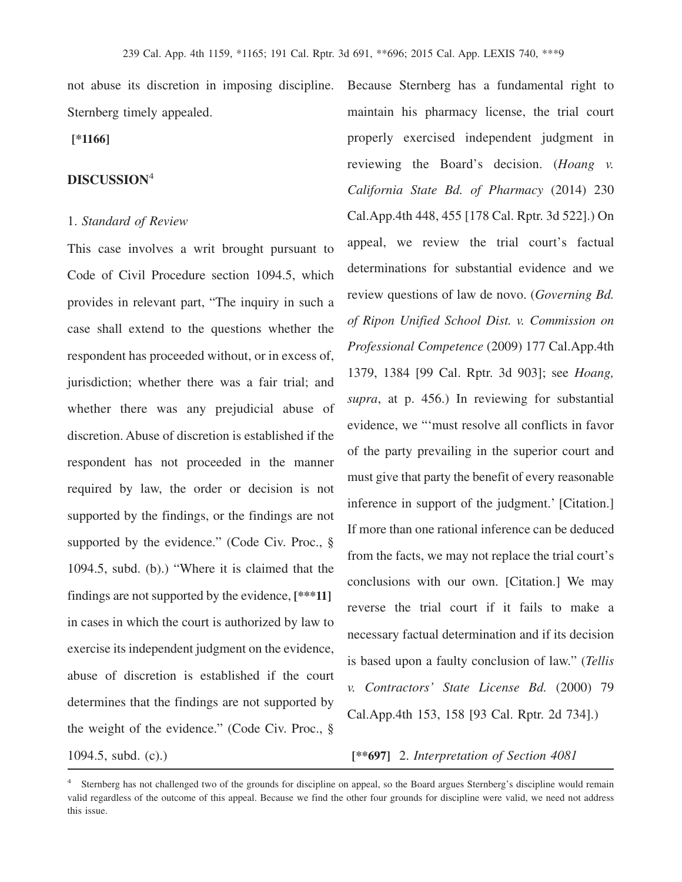not abuse its discretion in imposing discipline. Sternberg timely appealed.

**[*1166]**

## DISCUSSION[4]

### 1. *Standard of Review*

This case involves a writ brought pursuant to Code of Civil Procedure section 1094.5, which provides in relevant part, "The inquiry in such a case shall extend to the questions whether the respondent has proceeded without, or in excess of, jurisdiction; whether there was a fair trial; and whether there was any prejudicial abuse of discretion. Abuse of discretion is established if the respondent has not proceeded in the manner required by law, the order or decision is not supported by the findings, or the findings are not supported by the evidence." (Code Civ. Proc., § 1094.5, subd. (b).) "Where it is claimed that the findings are not supported by the evidence, **[***11]** in cases in which the court is authorized by law to exercise its independent judgment on the evidence, abuse of discretion is established if the court determines that the findings are not supported by the weight of the evidence." (Code Civ. Proc., § 1094.5, subd. (c).)

Because Sternberg has a fundamental right to maintain his pharmacy license, the trial court properly exercised independent judgment in reviewing the Board's decision. (*Hoang v. California State Bd. of Pharmacy* (2014) 230 Cal.App.4th 448, 455 [178 Cal. Rptr. 3d 522].) On appeal, we review the trial court's factual determinations for substantial evidence and we review questions of law de novo. (*Governing Bd. of Ripon Unified School Dist. v. Commission on Professional Competence* (2009) 177 Cal.App.4th 1379, 1384 [99 Cal. Rptr. 3d 903]; see *Hoang, supra*, at p. 456.) In reviewing for substantial evidence, we "'must resolve all conflicts in favor of the party prevailing in the superior court and must give that party the benefit of every reasonable inference in support of the judgment.' [Citation.] If more than one rational inference can be deduced from the facts, we may not replace the trial court's conclusions with our own. [Citation.] We may reverse the trial court if it fails to make a necessary factual determination and if its decision is based upon a faulty conclusion of law." (*Tellis v. Contractors' State License Bd.* (2000) 79 Cal.App.4th 153, 158 [93 Cal. Rptr. 2d 734].)

### **[**697]** 2. *Interpretation of Section 4081*

[4] Sternberg has not challenged two of the grounds for discipline on appeal, so the Board argues Sternberg's discipline would remain valid regardless of the outcome of this appeal. Because we find the other four grounds for discipline were valid, we need not address this issue.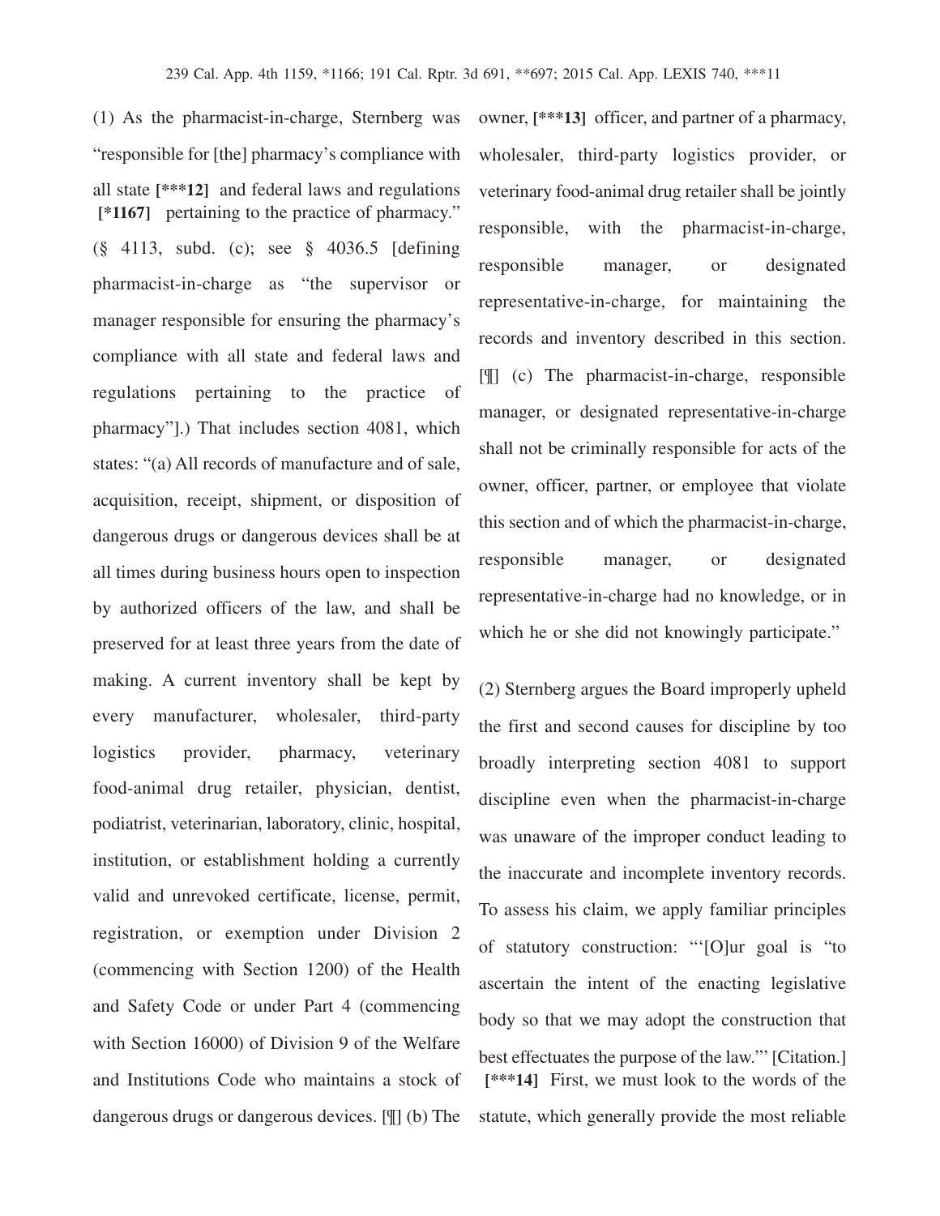(1) As the pharmacist-in-charge, Sternberg was "responsible for [the] pharmacy's compliance with all state **[***12]** and federal laws and regulations **[*1167]** pertaining to the practice of pharmacy." (§ 4113, subd. (c); see § 4036.5 [defining pharmacist-in-charge as "the supervisor or manager responsible for ensuring the pharmacy's compliance with all state and federal laws and regulations pertaining to the practice of pharmacy"].) That includes section 4081, which states: "(a) All records of manufacture and of sale, acquisition, receipt, shipment, or disposition of dangerous drugs or dangerous devices shall be at all times during business hours open to inspection by authorized officers of the law, and shall be preserved for at least three years from the date of making. A current inventory shall be kept by every manufacturer, wholesaler, third-party logistics provider, pharmacy, veterinary food-animal drug retailer, physician, dentist, podiatrist, veterinarian, laboratory, clinic, hospital, institution, or establishment holding a currently valid and unrevoked certificate, license, permit, registration, or exemption under Division 2 (commencing with Section 1200) of the Health and Safety Code or under Part 4 (commencing with Section 16000) of Division 9 of the Welfare and Institutions Code who maintains a stock of dangerous drugs or dangerous devices. [¶] (b) The owner, **[***13]** officer, and partner of a pharmacy, wholesaler, third-party logistics provider, or veterinary food-animal drug retailer shall be jointly responsible, with the pharmacist-in-charge, responsible manager, or designated representative-in-charge, for maintaining the records and inventory described in this section. [¶] (c) The pharmacist-in-charge, responsible manager, or designated representative-in-charge shall not be criminally responsible for acts of the owner, officer, partner, or employee that violate this section and of which the pharmacist-in-charge, responsible manager, or designated representative-in-charge had no knowledge, or in which he or she did not knowingly participate."

(2) Sternberg argues the Board improperly upheld the first and second causes for discipline by too broadly interpreting section 4081 to support discipline even when the pharmacist-in-charge was unaware of the improper conduct leading to the inaccurate and incomplete inventory records. To assess his claim, we apply familiar principles of statutory construction: "'[O]ur goal is "to ascertain the intent of the enacting legislative body so that we may adopt the construction that best effectuates the purpose of the law."' [Citation.] **[***14]** First, we must look to the words of the statute, which generally provide the most reliable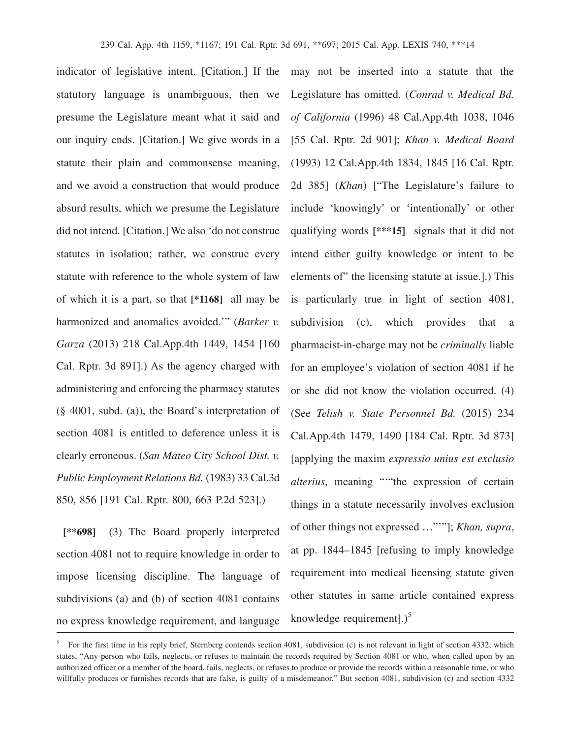indicator of legislative intent. [Citation.] If the statutory language is unambiguous, then we presume the Legislature meant what it said and our inquiry ends. [Citation.] We give words in a statute their plain and commonsense meaning, and we avoid a construction that would produce absurd results, which we presume the Legislature did not intend. [Citation.] We also 'do not construe statutes in isolation; rather, we construe every statute with reference to the whole system of law of which it is a part, so that **[*1168]** all may be harmonized and anomalies avoided.'" (*Barker v. Garza* (2013) 218 Cal.App.4th 1449, 1454 [160 Cal. Rptr. 3d 891].) As the agency charged with administering and enforcing the pharmacy statutes (§ 4001, subd. (a)), the Board's interpretation of section 4081 is entitled to deference unless it is clearly erroneous. (*San Mateo City School Dist. v. Public Employment Relations Bd.* (1983) 33 Cal.3d 850, 856 [191 Cal. Rptr. 800, 663 P.2d 523].)

**[**698]** (3) The Board properly interpreted section 4081 not to require knowledge in order to impose licensing discipline. The language of subdivisions (a) and (b) of section 4081 contains no express knowledge requirement, and language may not be inserted into a statute that the Legislature has omitted. (*Conrad v. Medical Bd. of California* (1996) 48 Cal.App.4th 1038, 1046 [55 Cal. Rptr. 2d 901]; *Khan v. Medical Board* (1993) 12 Cal.App.4th 1834, 1845 [16 Cal. Rptr. 2d 385] (*Khan*) ["The Legislature's failure to include 'knowingly' or 'intentionally' or other qualifying words **[***15]** signals that it did not intend either guilty knowledge or intent to be elements of" the licensing statute at issue.].) This is particularly true in light of section 4081, subdivision (c), which provides that a pharmacist-in-charge may not be *criminally* liable for an employee's violation of section 4081 if he or she did not know the violation occurred. (4) (See *Telish v. State Personnel Bd.* (2015) 234 Cal.App.4th 1479, 1490 [184 Cal. Rptr. 3d 873] [applying the maxim *expressio unius est exclusio alterius*, meaning """the expression of certain things in a statute necessarily involves exclusion of other things not expressed …"""]; *Khan, supra*, at pp. 1844–1845 [refusing to imply knowledge requirement into medical licensing statute given other statutes in same article contained express knowledge requirement].)[5]

[5] For the first time in his reply brief, Sternberg contends section 4081, subdivision (c) is not relevant in light of section 4332, which states, "Any person who fails, neglects, or refuses to maintain the records required by Section 4081 or who, when called upon by an authorized officer or a member of the board, fails, neglects, or refuses to produce or provide the records within a reasonable time, or who willfully produces or furnishes records that are false, is guilty of a misdemeanor." But section 4081, subdivision (c) and section 4332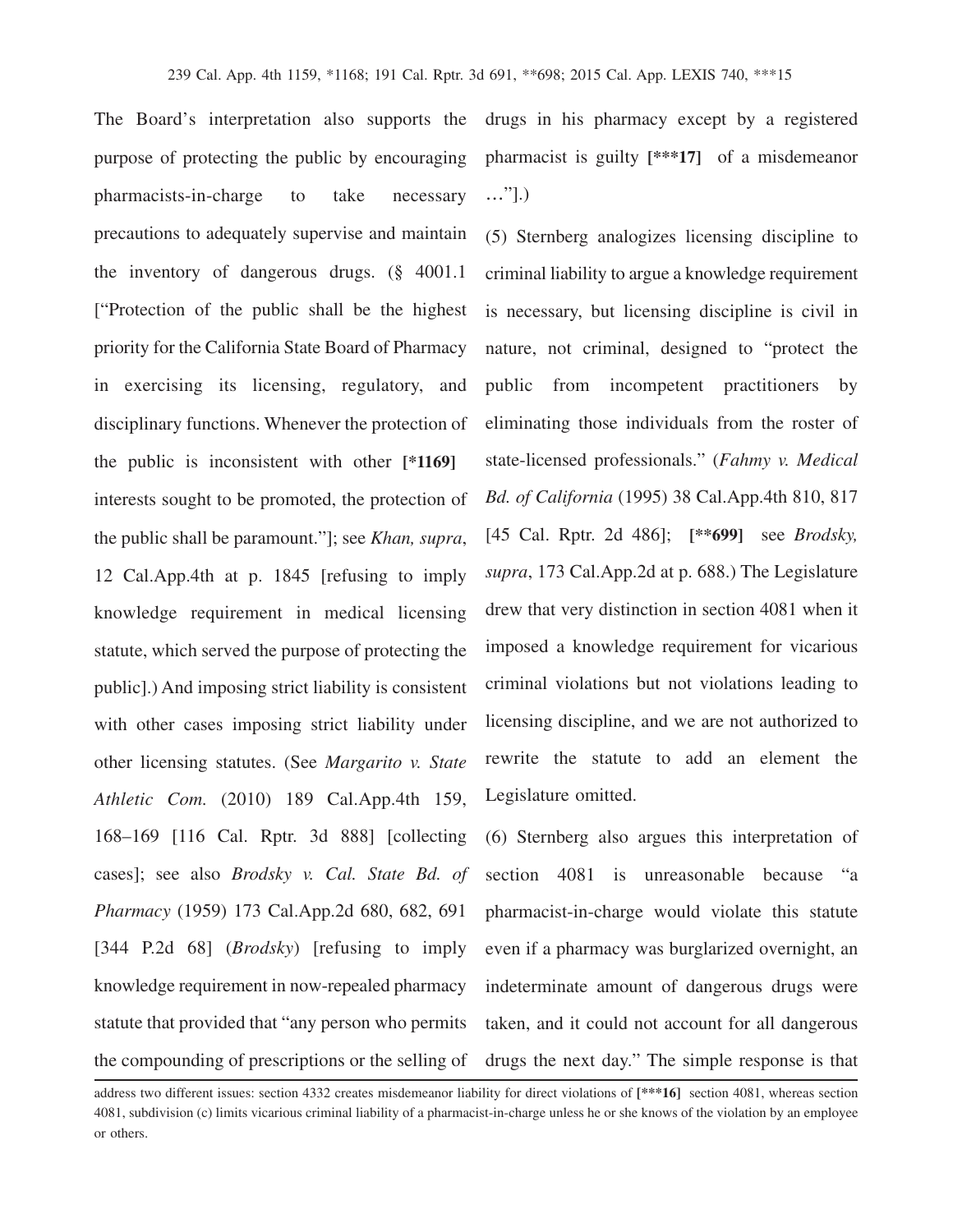The Board's interpretation also supports the purpose of protecting the public by encouraging pharmacists-in-charge to take necessary precautions to adequately supervise and maintain the inventory of dangerous drugs. (§ 4001.1 ["Protection of the public shall be the highest priority for the California State Board of Pharmacy in exercising its licensing, regulatory, and disciplinary functions. Whenever the protection of the public is inconsistent with other **[*1169]** interests sought to be promoted, the protection of the public shall be paramount."]; see *Khan, supra*, 12 Cal.App.4th at p. 1845 [refusing to imply knowledge requirement in medical licensing statute, which served the purpose of protecting the public].) And imposing strict liability is consistent with other cases imposing strict liability under other licensing statutes. (See *Margarito v. State Athletic Com.* (2010) 189 Cal.App.4th 159, 168–169 [116 Cal. Rptr. 3d 888] [collecting cases]; see also *Brodsky v. Cal. State Bd. of Pharmacy* (1959) 173 Cal.App.2d 680, 682, 691 [344 P.2d 68] (*Brodsky*) [refusing to imply knowledge requirement in now-repealed pharmacy statute that provided that "any person who permits the compounding of prescriptions or the selling of drugs in his pharmacy except by a registered pharmacist is guilty **[***17]** of a misdemeanor …"].)

(5) Sternberg analogizes licensing discipline to criminal liability to argue a knowledge requirement is necessary, but licensing discipline is civil in nature, not criminal, designed to "protect the public from incompetent practitioners by eliminating those individuals from the roster of state-licensed professionals." (*Fahmy v. Medical Bd. of California* (1995) 38 Cal.App.4th 810, 817 [45 Cal. Rptr. 2d 486]; **[**699]** see *Brodsky, supra*, 173 Cal.App.2d at p. 688.) The Legislature drew that very distinction in section 4081 when it imposed a knowledge requirement for vicarious criminal violations but not violations leading to licensing discipline, and we are not authorized to rewrite the statute to add an element the Legislature omitted.

(6) Sternberg also argues this interpretation of section 4081 is unreasonable because "a pharmacist-in-charge would violate this statute even if a pharmacy was burglarized overnight, an indeterminate amount of dangerous drugs were taken, and it could not account for all dangerous drugs the next day." The simple response is that

---

address two different issues: section 4332 creates misdemeanor liability for direct violations of **[***16]** section 4081, whereas section 4081, subdivision (c) limits vicarious criminal liability of a pharmacist-in-charge unless he or she knows of the violation by an employee or others.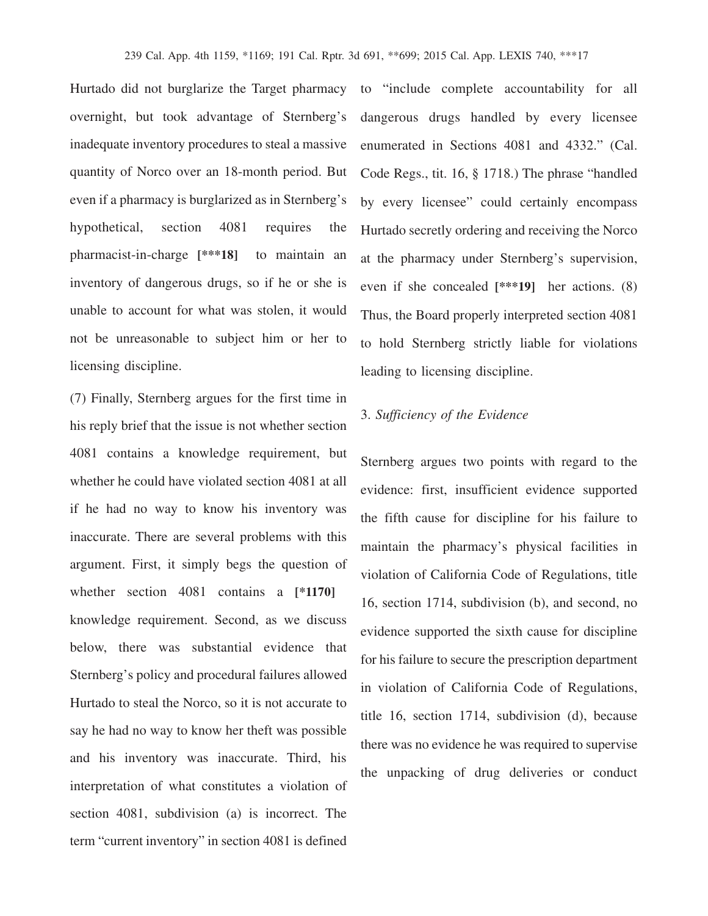Hurtado did not burglarize the Target pharmacy overnight, but took advantage of Sternberg's inadequate inventory procedures to steal a massive quantity of Norco over an 18-month period. But even if a pharmacy is burglarized as in Sternberg's hypothetical, section 4081 requires the pharmacist-in-charge **[\*\*\*18]** to maintain an inventory of dangerous drugs, so if he or she is unable to account for what was stolen, it would not be unreasonable to subject him or her to licensing discipline.

(7) Finally, Sternberg argues for the first time in his reply brief that the issue is not whether section 4081 contains a knowledge requirement, but whether he could have violated section 4081 at all if he had no way to know his inventory was inaccurate. There are several problems with this argument. First, it simply begs the question of whether section 4081 contains a **[\*1170]** knowledge requirement. Second, as we discuss below, there was substantial evidence that Sternberg's policy and procedural failures allowed Hurtado to steal the Norco, so it is not accurate to say he had no way to know her theft was possible and his inventory was inaccurate. Third, his interpretation of what constitutes a violation of section 4081, subdivision (a) is incorrect. The term "current inventory" in section 4081 is defined to "include complete accountability for all dangerous drugs handled by every licensee enumerated in Sections 4081 and 4332." (Cal. Code Regs., tit. 16, § 1718.) The phrase "handled by every licensee" could certainly encompass Hurtado secretly ordering and receiving the Norco at the pharmacy under Sternberg's supervision, even if she concealed **[\*\*\*19]** her actions. (8) Thus, the Board properly interpreted section 4081 to hold Sternberg strictly liable for violations leading to licensing discipline.

3. *Sufficiency of the Evidence*

Sternberg argues two points with regard to the evidence: first, insufficient evidence supported the fifth cause for discipline for his failure to maintain the pharmacy's physical facilities in violation of California Code of Regulations, title 16, section 1714, subdivision (b), and second, no evidence supported the sixth cause for discipline for his failure to secure the prescription department in violation of California Code of Regulations, title 16, section 1714, subdivision (d), because there was no evidence he was required to supervise the unpacking of drug deliveries or conduct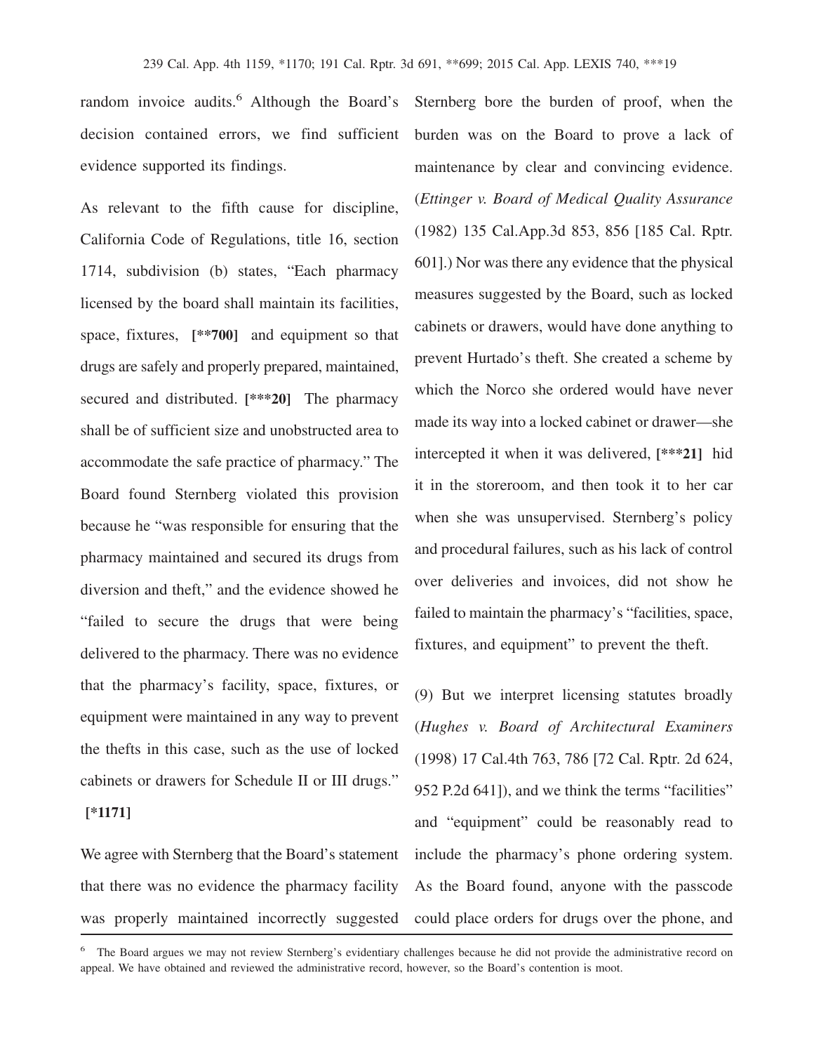random invoice audits.[6] Although the Board's decision contained errors, we find sufficient evidence supported its findings.

As relevant to the fifth cause for discipline, California Code of Regulations, title 16, section 1714, subdivision (b) states, "Each pharmacy licensed by the board shall maintain its facilities, space, fixtures, **[\*\*700]** and equipment so that drugs are safely and properly prepared, maintained, secured and distributed. **[\*\*\*20]** The pharmacy shall be of sufficient size and unobstructed area to accommodate the safe practice of pharmacy." The Board found Sternberg violated this provision because he "was responsible for ensuring that the pharmacy maintained and secured its drugs from diversion and theft," and the evidence showed he "failed to secure the drugs that were being delivered to the pharmacy. There was no evidence that the pharmacy's facility, space, fixtures, or equipment were maintained in any way to prevent the thefts in this case, such as the use of locked cabinets or drawers for Schedule II or III drugs." **[\*1171]**

We agree with Sternberg that the Board's statement that there was no evidence the pharmacy facility was properly maintained incorrectly suggested Sternberg bore the burden of proof, when the burden was on the Board to prove a lack of maintenance by clear and convincing evidence. (*Ettinger v. Board of Medical Quality Assurance* (1982) 135 Cal.App.3d 853, 856 [185 Cal. Rptr. 601].) Nor was there any evidence that the physical measures suggested by the Board, such as locked cabinets or drawers, would have done anything to prevent Hurtado's theft. She created a scheme by which the Norco she ordered would have never made its way into a locked cabinet or drawer—she intercepted it when it was delivered, **[\*\*\*21]** hid it in the storeroom, and then took it to her car when she was unsupervised. Sternberg's policy and procedural failures, such as his lack of control over deliveries and invoices, did not show he failed to maintain the pharmacy's "facilities, space, fixtures, and equipment" to prevent the theft.

(9) But we interpret licensing statutes broadly (*Hughes v. Board of Architectural Examiners* (1998) 17 Cal.4th 763, 786 [72 Cal. Rptr. 2d 624, 952 P.2d 641]), and we think the terms "facilities" and "equipment" could be reasonably read to include the pharmacy's phone ordering system. As the Board found, anyone with the passcode could place orders for drugs over the phone, and

---

[6] The Board argues we may not review Sternberg's evidentiary challenges because he did not provide the administrative record on appeal. We have obtained and reviewed the administrative record, however, so the Board's contention is moot.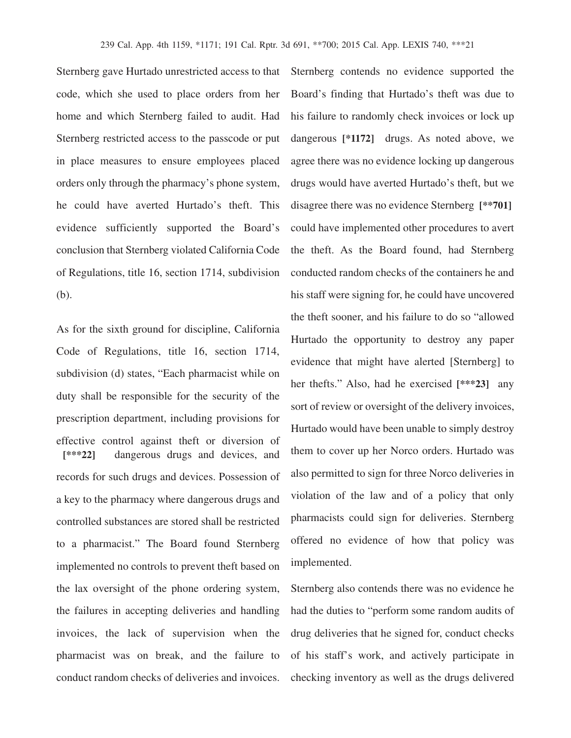Sternberg gave Hurtado unrestricted access to that code, which she used to place orders from her home and which Sternberg failed to audit. Had Sternberg restricted access to the passcode or put in place measures to ensure employees placed orders only through the pharmacy's phone system, he could have averted Hurtado's theft. This evidence sufficiently supported the Board's conclusion that Sternberg violated California Code of Regulations, title 16, section 1714, subdivision (b).

As for the sixth ground for discipline, California Code of Regulations, title 16, section 1714, subdivision (d) states, "Each pharmacist while on duty shall be responsible for the security of the prescription department, including provisions for effective control against theft or diversion of **[\*\*\*22]** dangerous drugs and devices, and records for such drugs and devices. Possession of a key to the pharmacy where dangerous drugs and controlled substances are stored shall be restricted to a pharmacist." The Board found Sternberg implemented no controls to prevent theft based on the lax oversight of the phone ordering system, the failures in accepting deliveries and handling invoices, the lack of supervision when the pharmacist was on break, and the failure to conduct random checks of deliveries and invoices. Sternberg contends no evidence supported the Board's finding that Hurtado's theft was due to his failure to randomly check invoices or lock up dangerous **[\*1172]** drugs. As noted above, we agree there was no evidence locking up dangerous drugs would have averted Hurtado's theft, but we disagree there was no evidence Sternberg **[\*\*701]** could have implemented other procedures to avert the theft. As the Board found, had Sternberg conducted random checks of the containers he and his staff were signing for, he could have uncovered the theft sooner, and his failure to do so "allowed Hurtado the opportunity to destroy any paper evidence that might have alerted [Sternberg] to her thefts." Also, had he exercised **[\*\*\*23]** any sort of review or oversight of the delivery invoices, Hurtado would have been unable to simply destroy them to cover up her Norco orders. Hurtado was also permitted to sign for three Norco deliveries in violation of the law and of a policy that only pharmacists could sign for deliveries. Sternberg offered no evidence of how that policy was implemented.

Sternberg also contends there was no evidence he had the duties to "perform some random audits of drug deliveries that he signed for, conduct checks of his staff's work, and actively participate in checking inventory as well as the drugs delivered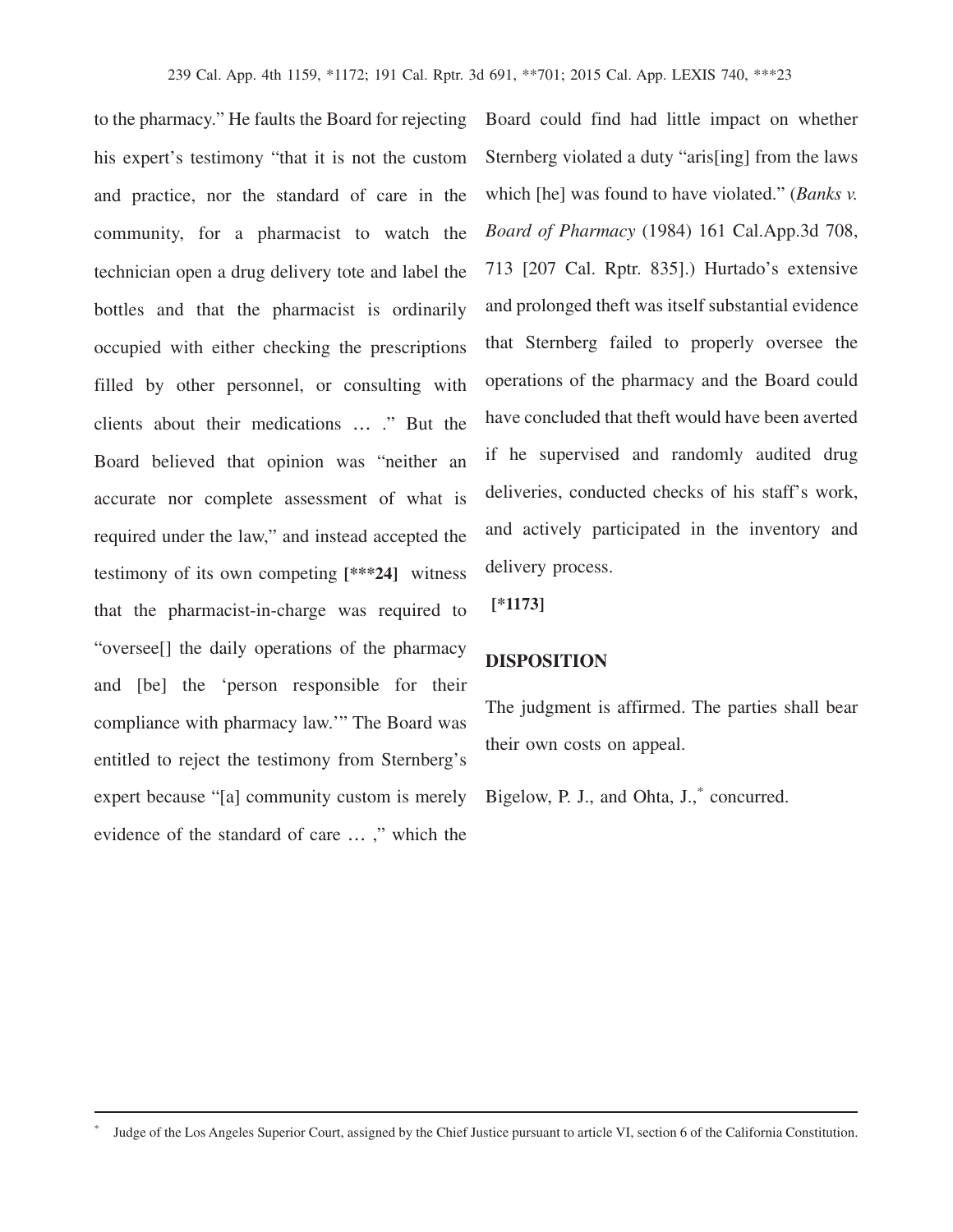to the pharmacy." He faults the Board for rejecting his expert's testimony "that it is not the custom and practice, nor the standard of care in the community, for a pharmacist to watch the technician open a drug delivery tote and label the bottles and that the pharmacist is ordinarily occupied with either checking the prescriptions filled by other personnel, or consulting with clients about their medications … ." But the Board believed that opinion was "neither an accurate nor complete assessment of what is required under the law," and instead accepted the testimony of its own competing **[***24]** witness that the pharmacist-in-charge was required to "oversee[] the daily operations of the pharmacy and [be] the 'person responsible for their compliance with pharmacy law.'" The Board was entitled to reject the testimony from Sternberg's expert because "[a] community custom is merely evidence of the standard of care … ," which the Board could find had little impact on whether Sternberg violated a duty "aris[ing] from the laws which [he] was found to have violated." (*Banks v. Board of Pharmacy* (1984) 161 Cal.App.3d 708, 713 [207 Cal. Rptr. 835].) Hurtado's extensive and prolonged theft was itself substantial evidence that Sternberg failed to properly oversee the operations of the pharmacy and the Board could have concluded that theft would have been averted if he supervised and randomly audited drug deliveries, conducted checks of his staff's work, and actively participated in the inventory and delivery process.

**[*1173]**

## DISPOSITION

The judgment is affirmed. The parties shall bear their own costs on appeal.

Bigelow, P. J., and Ohta, J.,* concurred.

---

* Judge of the Los Angeles Superior Court, assigned by the Chief Justice pursuant to article VI, section 6 of the California Constitution.